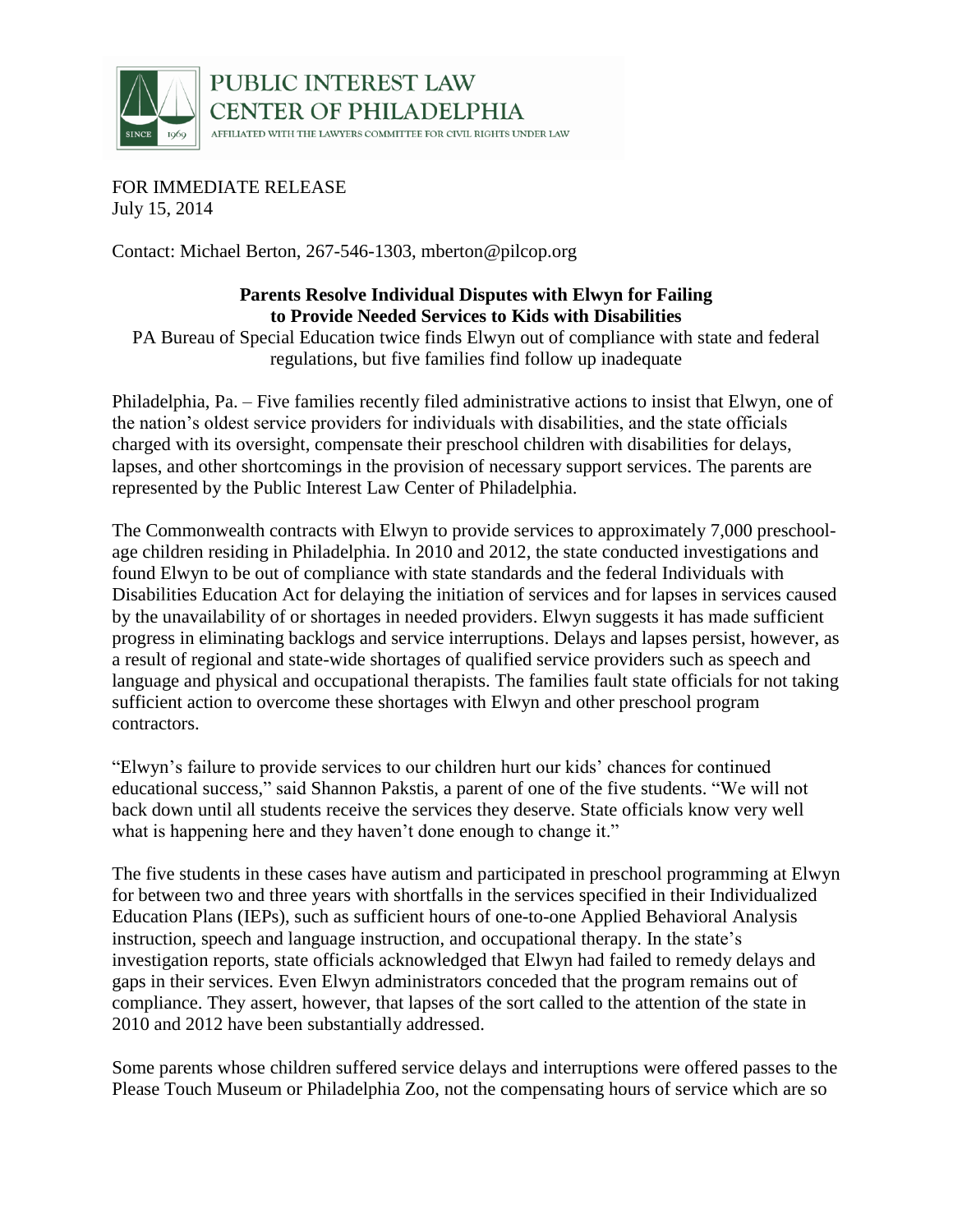PUBLIC INTEREST LAW CENTER OF PHILADELPHIA

AFFILIATED WITH THE LAWYERS COMMITTEE FOR CIVIL RIGHTS UNDER LAW

SINCE 1969

FOR IMMEDIATE RELEASE
July 15, 2014

Contact: Michael Berton, 267-546-1303, mberton@pilcop.org

**Parents Resolve Individual Disputes with Elwyn for Failing to Provide Needed Services to Kids with Disabilities**

PA Bureau of Special Education twice finds Elwyn out of compliance with state and federal regulations, but five families find follow up inadequate

Philadelphia, Pa. – Five families recently filed administrative actions to insist that Elwyn, one of the nation's oldest service providers for individuals with disabilities, and the state officials charged with its oversight, compensate their preschool children with disabilities for delays, lapses, and other shortcomings in the provision of necessary support services. The parents are represented by the Public Interest Law Center of Philadelphia.

The Commonwealth contracts with Elwyn to provide services to approximately 7,000 preschool-age children residing in Philadelphia. In 2010 and 2012, the state conducted investigations and found Elwyn to be out of compliance with state standards and the federal Individuals with Disabilities Education Act for delaying the initiation of services and for lapses in services caused by the unavailability of or shortages in needed providers. Elwyn suggests it has made sufficient progress in eliminating backlogs and service interruptions. Delays and lapses persist, however, as a result of regional and state-wide shortages of qualified service providers such as speech and language and physical and occupational therapists. The families fault state officials for not taking sufficient action to overcome these shortages with Elwyn and other preschool program contractors.

"Elwyn's failure to provide services to our children hurt our kids' chances for continued educational success," said Shannon Pakstis, a parent of one of the five students. "We will not back down until all students receive the services they deserve. State officials know very well what is happening here and they haven't done enough to change it."

The five students in these cases have autism and participated in preschool programming at Elwyn for between two and three years with shortfalls in the services specified in their Individualized Education Plans (IEPs), such as sufficient hours of one-to-one Applied Behavioral Analysis instruction, speech and language instruction, and occupational therapy. In the state's investigation reports, state officials acknowledged that Elwyn had failed to remedy delays and gaps in their services. Even Elwyn administrators conceded that the program remains out of compliance. They assert, however, that lapses of the sort called to the attention of the state in 2010 and 2012 have been substantially addressed.

Some parents whose children suffered service delays and interruptions were offered passes to the Please Touch Museum or Philadelphia Zoo, not the compensating hours of service which are so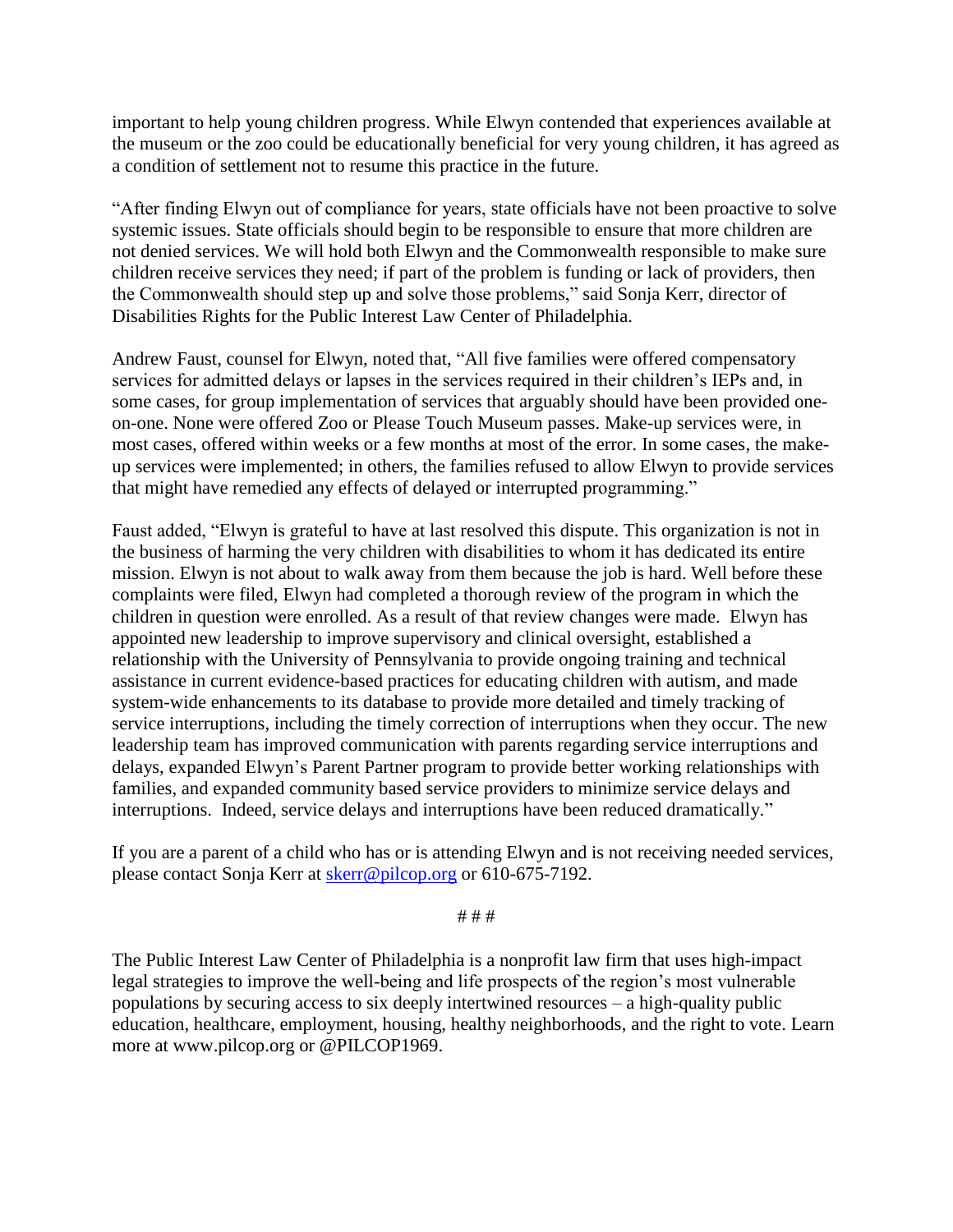important to help young children progress. While Elwyn contended that experiences available at the museum or the zoo could be educationally beneficial for very young children, it has agreed as a condition of settlement not to resume this practice in the future.

"After finding Elwyn out of compliance for years, state officials have not been proactive to solve systemic issues. State officials should begin to be responsible to ensure that more children are not denied services. We will hold both Elwyn and the Commonwealth responsible to make sure children receive services they need; if part of the problem is funding or lack of providers, then the Commonwealth should step up and solve those problems," said Sonja Kerr, director of Disabilities Rights for the Public Interest Law Center of Philadelphia.

Andrew Faust, counsel for Elwyn, noted that, "All five families were offered compensatory services for admitted delays or lapses in the services required in their children's IEPs and, in some cases, for group implementation of services that arguably should have been provided one-on-one. None were offered Zoo or Please Touch Museum passes. Make-up services were, in most cases, offered within weeks or a few months at most of the error. In some cases, the make-up services were implemented; in others, the families refused to allow Elwyn to provide services that might have remedied any effects of delayed or interrupted programming."

Faust added, "Elwyn is grateful to have at last resolved this dispute. This organization is not in the business of harming the very children with disabilities to whom it has dedicated its entire mission. Elwyn is not about to walk away from them because the job is hard. Well before these complaints were filed, Elwyn had completed a thorough review of the program in which the children in question were enrolled. As a result of that review changes were made. Elwyn has appointed new leadership to improve supervisory and clinical oversight, established a relationship with the University of Pennsylvania to provide ongoing training and technical assistance in current evidence-based practices for educating children with autism, and made system-wide enhancements to its database to provide more detailed and timely tracking of service interruptions, including the timely correction of interruptions when they occur. The new leadership team has improved communication with parents regarding service interruptions and delays, expanded Elwyn's Parent Partner program to provide better working relationships with families, and expanded community based service providers to minimize service delays and interruptions. Indeed, service delays and interruptions have been reduced dramatically."

If you are a parent of a child who has or is attending Elwyn and is not receiving needed services, please contact Sonja Kerr at skerr@pilcop.org or 610-675-7192.

# # #

The Public Interest Law Center of Philadelphia is a nonprofit law firm that uses high-impact legal strategies to improve the well-being and life prospects of the region's most vulnerable populations by securing access to six deeply intertwined resources – a high-quality public education, healthcare, employment, housing, healthy neighborhoods, and the right to vote. Learn more at www.pilcop.org or @PILCOP1969.